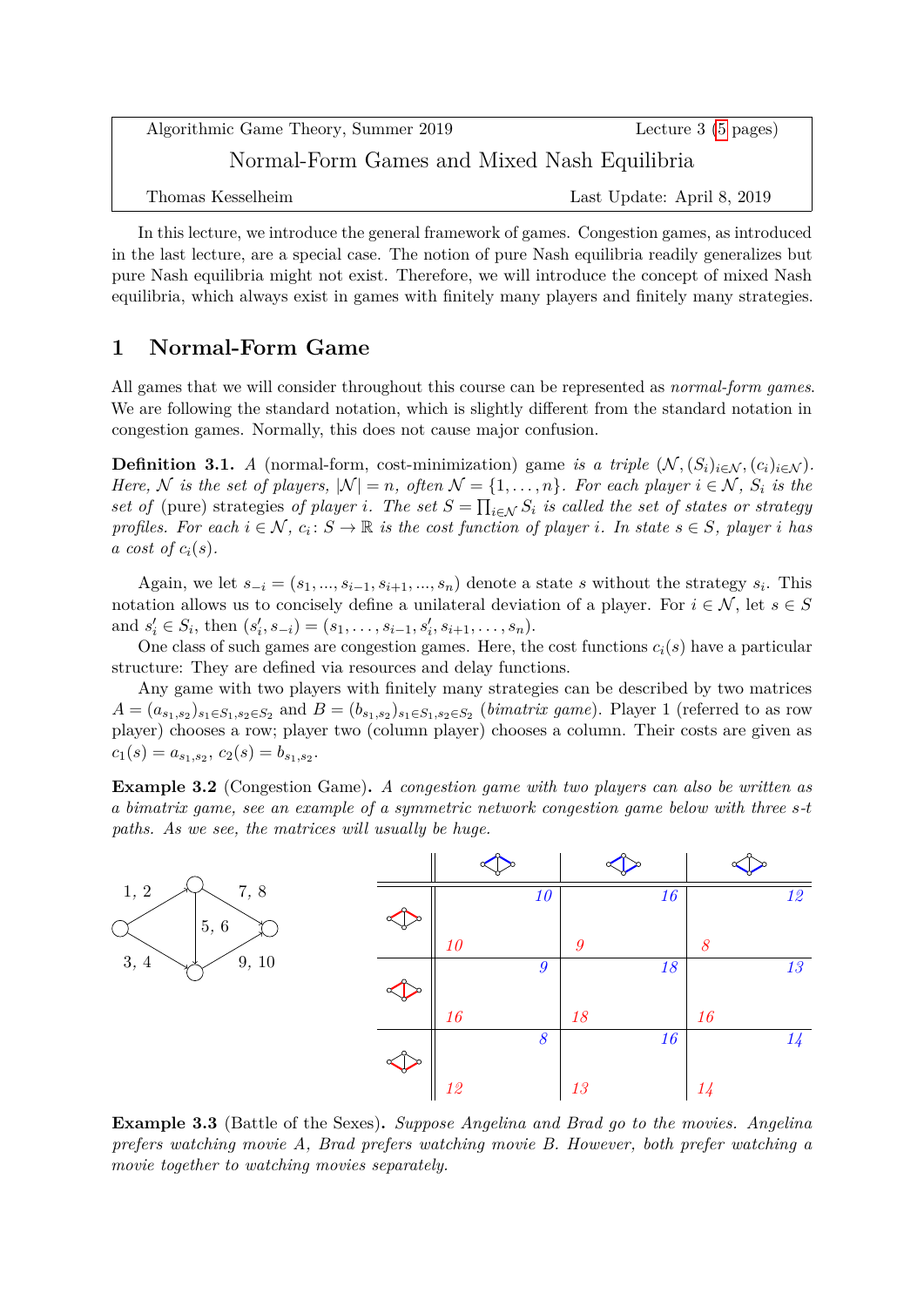Algorithmic Game Theory, Summer 2019 — Lecture 3 (5 pages)

# Normal-Form Games and Mixed Nash Equilibria

Thomas Kesselheim — Last Update: April 8, 2019

In this lecture, we introduce the general framework of games. Congestion games, as introduced in the last lecture, are a special case. The notion of pure Nash equilibria readily generalizes but pure Nash equilibria might not exist. Therefore, we will introduce the concept of mixed Nash equilibria, which always exist in games with finitely many players and finitely many strategies.

## 1 Normal-Form Game

All games that we will consider throughout this course can be represented as *normal-form games*. We are following the standard notation, which is slightly different from the standard notation in congestion games. Normally, this does not cause major confusion.

**Definition 3.1.** *A* (normal-form, cost-minimization) game *is a triple* $(\mathcal{N}, (S_i)_{i \in \mathcal{N}}, (c_i)_{i \in \mathcal{N}})$. *Here,* $\mathcal{N}$ *is the set of players,* $|\mathcal{N}| = n$*, often* $\mathcal{N} = \{1, \ldots, n\}$*. For each player* $i \in \mathcal{N}$*,* $S_i$ *is the set of* (pure) strategies *of player* $i$*. The set* $S = \prod_{i \in \mathcal{N}} S_i$ *is called the set of states or strategy profiles. For each* $i \in \mathcal{N}$*,* $c_i \colon S \to \mathbb{R}$ *is the cost function of player* $i$*. In state* $s \in S$*, player* $i$ *has a cost of* $c_i(s)$*.*

Again, we let $s_{-i} = (s_1, ..., s_{i-1}, s_{i+1}, ..., s_n)$ denote a state $s$ without the strategy $s_i$. This notation allows us to concisely define a unilateral deviation of a player. For $i \in \mathcal{N}$, let $s \in S$ and $s'_i \in S_i$, then $(s'_i, s_{-i}) = (s_1, \ldots, s_{i-1}, s'_i, s_{i+1}, \ldots, s_n)$.

One class of such games are congestion games. Here, the cost functions $c_i(s)$ have a particular structure: They are defined via resources and delay functions.

Any game with two players with finitely many strategies can be described by two matrices $A = (a_{s_1, s_2})_{s_1 \in S_1, s_2 \in S_2}$ and $B = (b_{s_1, s_2})_{s_1 \in S_1, s_2 \in S_2}$ (*bimatrix game*). Player 1 (referred to as row player) chooses a row; player two (column player) chooses a column. Their costs are given as $c_1(s) = a_{s_1, s_2}$, $c_2(s) = b_{s_1, s_2}$.

**Example 3.2** (Congestion Game)**.** *A congestion game with two players can also be written as a bimatrix game, see an example of a symmetric network congestion game below with three s-t paths. As we see, the matrices will usually be huge.*

Network: edges with delays 1, 2; 7, 8; 5, 6; 3, 4; 9, 10.

| | (upper path) | (zigzag path) | (lower path) |
|---|---|---|---|
| (upper path) | 10 / 10 | 9 / 16 | 8 / 12 |
| (zigzag path) | 16 / 9 | 18 / 18 | 16 / 13 |
| (lower path) | 12 / 8 | 13 / 16 | 14 / 14 |

(Entries: row player's cost / column player's cost.)

**Example 3.3** (Battle of the Sexes)**.** *Suppose Angelina and Brad go to the movies. Angelina prefers watching movie A, Brad prefers watching movie B. However, both prefer watching a movie together to watching movies separately.*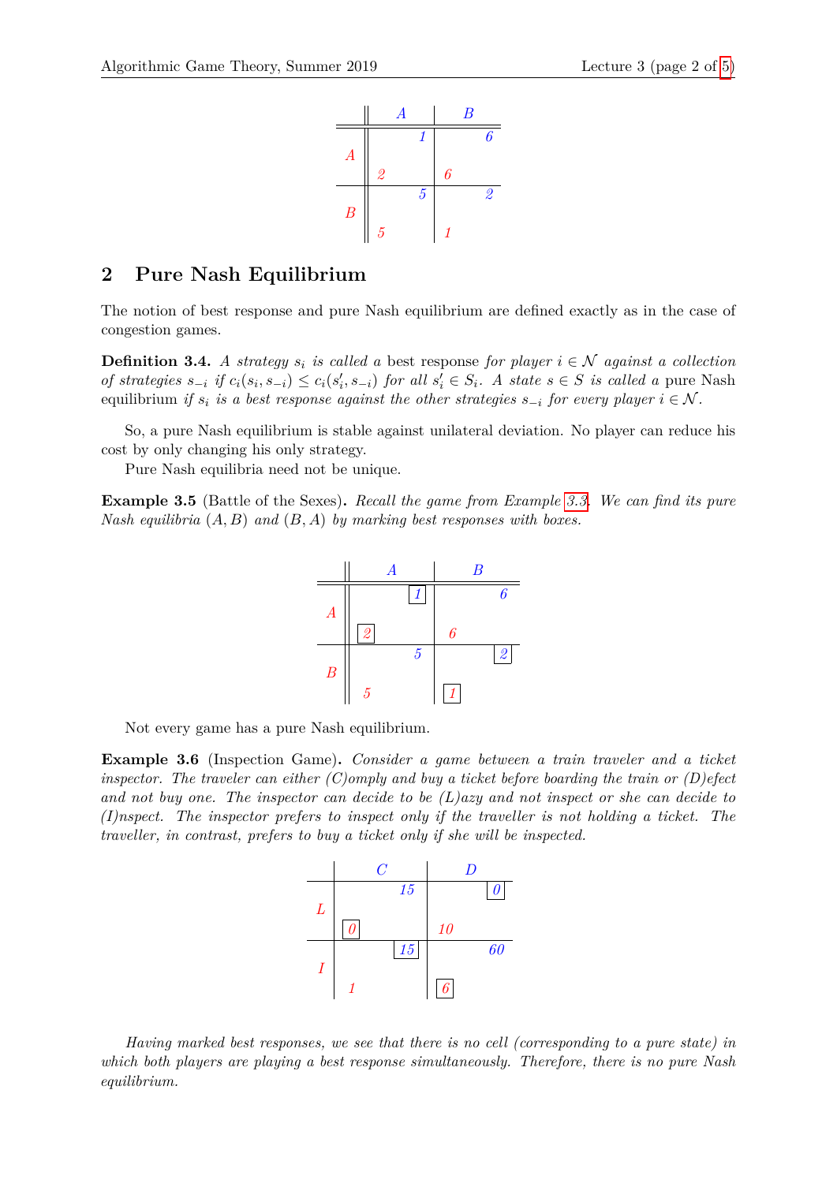| | A | B |
|---|---|---|
| A | 2, 1 | 6, 6 |
| B | 5, 5 | 1, 2 |

## 2 Pure Nash Equilibrium

The notion of best response and pure Nash equilibrium are defined exactly as in the case of congestion games.

**Definition 3.4.** *A strategy $s_i$ is called a* best response *for player $i \in \mathcal{N}$ against a collection of strategies $s_{-i}$ if $c_i(s_i, s_{-i}) \leq c_i(s'_i, s_{-i})$ for all $s'_i \in S_i$. A state $s \in S$ is called a* pure Nash equilibrium *if $s_i$ is a best response against the other strategies $s_{-i}$ for every player $i \in \mathcal{N}$.*

So, a pure Nash equilibrium is stable against unilateral deviation. No player can reduce his cost by only changing his only strategy.

Pure Nash equilibria need not be unique.

**Example 3.5** (Battle of the Sexes)**.** *Recall the game from Example 3.3. We can find its pure Nash equilibria $(A, B)$ and $(B, A)$ by marking best responses with boxes.*

| | A | B |
|---|---|---|
| A | [2], [1] | 6, 6 |
| B | 5, 5 | [1], [2] |

Not every game has a pure Nash equilibrium.

**Example 3.6** (Inspection Game)**.** *Consider a game between a train traveler and a ticket inspector. The traveler can either (C)omply and buy a ticket before boarding the train or (D)efect and not buy one. The inspector can decide to be (L)azy and not inspect or she can decide to (I)nspect. The inspector prefers to inspect only if the traveller is not holding a ticket. The traveller, in contrast, prefers to buy a ticket only if she will be inspected.*

| | C | D |
|---|---|---|
| L | [0], 15 | 10, [0] |
| I | 1, [15] | [6], 60 |

*Having marked best responses, we see that there is no cell (corresponding to a pure state) in which both players are playing a best response simultaneously. Therefore, there is no pure Nash equilibrium.*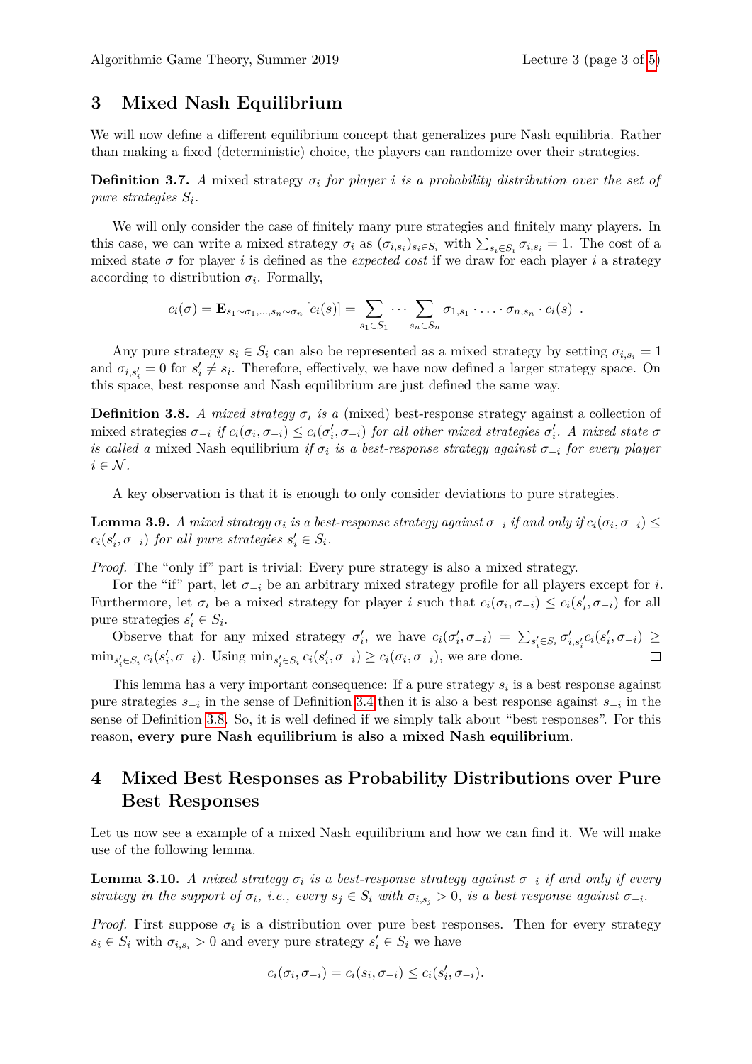## 3 Mixed Nash Equilibrium

We will now define a different equilibrium concept that generalizes pure Nash equilibria. Rather than making a fixed (deterministic) choice, the players can randomize over their strategies.

**Definition 3.7.** *A* mixed strategy $\sigma_i$ *for player* $i$ *is a probability distribution over the set of pure strategies* $S_i$*.*

We will only consider the case of finitely many pure strategies and finitely many players. In this case, we can write a mixed strategy $\sigma_i$ as $(\sigma_{i,s_i})_{s_i \in S_i}$ with $\sum_{s_i \in S_i} \sigma_{i,s_i} = 1$. The cost of a mixed state $\sigma$ for player $i$ is defined as the *expected cost* if we draw for each player $i$ a strategy according to distribution $\sigma_i$. Formally,

$$c_i(\sigma) = \mathbf{E}_{s_1 \sim \sigma_1, \ldots, s_n \sim \sigma_n} \left[ c_i(s) \right] = \sum_{s_1 \in S_1} \cdots \sum_{s_n \in S_n} \sigma_{1,s_1} \cdot \ldots \cdot \sigma_{n,s_n} \cdot c_i(s) \enspace .$$

Any pure strategy $s_i \in S_i$ can also be represented as a mixed strategy by setting $\sigma_{i,s_i} = 1$ and $\sigma_{i,s_i'} = 0$ for $s_i' \neq s_i$. Therefore, effectively, we have now defined a larger strategy space. On this space, best response and Nash equilibrium are just defined the same way.

**Definition 3.8.** *A mixed strategy* $\sigma_i$ *is a* (mixed) best-response strategy *against a collection of mixed strategies* $\sigma_{-i}$ *if* $c_i(\sigma_i, \sigma_{-i}) \leq c_i(\sigma_i', \sigma_{-i})$ *for all other mixed strategies* $\sigma_i'$*. A mixed state* $\sigma$ *is called a* mixed Nash equilibrium *if* $\sigma_i$ *is a best-response strategy against* $\sigma_{-i}$ *for every player* $i \in \mathcal{N}$*.*

A key observation is that it is enough to only consider deviations to pure strategies.

**Lemma 3.9.** *A mixed strategy* $\sigma_i$ *is a best-response strategy against* $\sigma_{-i}$ *if and only if* $c_i(\sigma_i, \sigma_{-i}) \leq c_i(s_i', \sigma_{-i})$ *for all pure strategies* $s_i' \in S_i$*.*

*Proof.* The "only if" part is trivial: Every pure strategy is also a mixed strategy.

For the "if" part, let $\sigma_{-i}$ be an arbitrary mixed strategy profile for all players except for $i$. Furthermore, let $\sigma_i$ be a mixed strategy for player $i$ such that $c_i(\sigma_i, \sigma_{-i}) \leq c_i(s_i', \sigma_{-i})$ for all pure strategies $s_i' \in S_i$.

Observe that for any mixed strategy $\sigma_i'$, we have $c_i(\sigma_i', \sigma_{-i}) = \sum_{s_i' \in S_i} \sigma_{i,s_i'}' c_i(s_i', \sigma_{-i}) \geq \min_{s_i' \in S_i} c_i(s_i', \sigma_{-i})$. Using $\min_{s_i' \in S_i} c_i(s_i', \sigma_{-i}) \geq c_i(\sigma_i, \sigma_{-i})$, we are done. □

This lemma has a very important consequence: If a pure strategy $s_i$ is a best response against pure strategies $s_{-i}$ in the sense of Definition 3.4 then it is also a best response against $s_{-i}$ in the sense of Definition 3.8. So, it is well defined if we simply talk about "best responses". For this reason, **every pure Nash equilibrium is also a mixed Nash equilibrium**.

## 4 Mixed Best Responses as Probability Distributions over Pure Best Responses

Let us now see a example of a mixed Nash equilibrium and how we can find it. We will make use of the following lemma.

**Lemma 3.10.** *A mixed strategy* $\sigma_i$ *is a best-response strategy against* $\sigma_{-i}$ *if and only if every strategy in the support of* $\sigma_i$*, i.e., every* $s_j \in S_i$ *with* $\sigma_{i,s_j} > 0$*, is a best response against* $\sigma_{-i}$*.*

*Proof.* First suppose $\sigma_i$ is a distribution over pure best responses. Then for every strategy $s_i \in S_i$ with $\sigma_{i,s_i} > 0$ and every pure strategy $s_i' \in S_i$ we have

$$c_i(\sigma_i, \sigma_{-i}) = c_i(s_i, \sigma_{-i}) \leq c_i(s_i', \sigma_{-i}).$$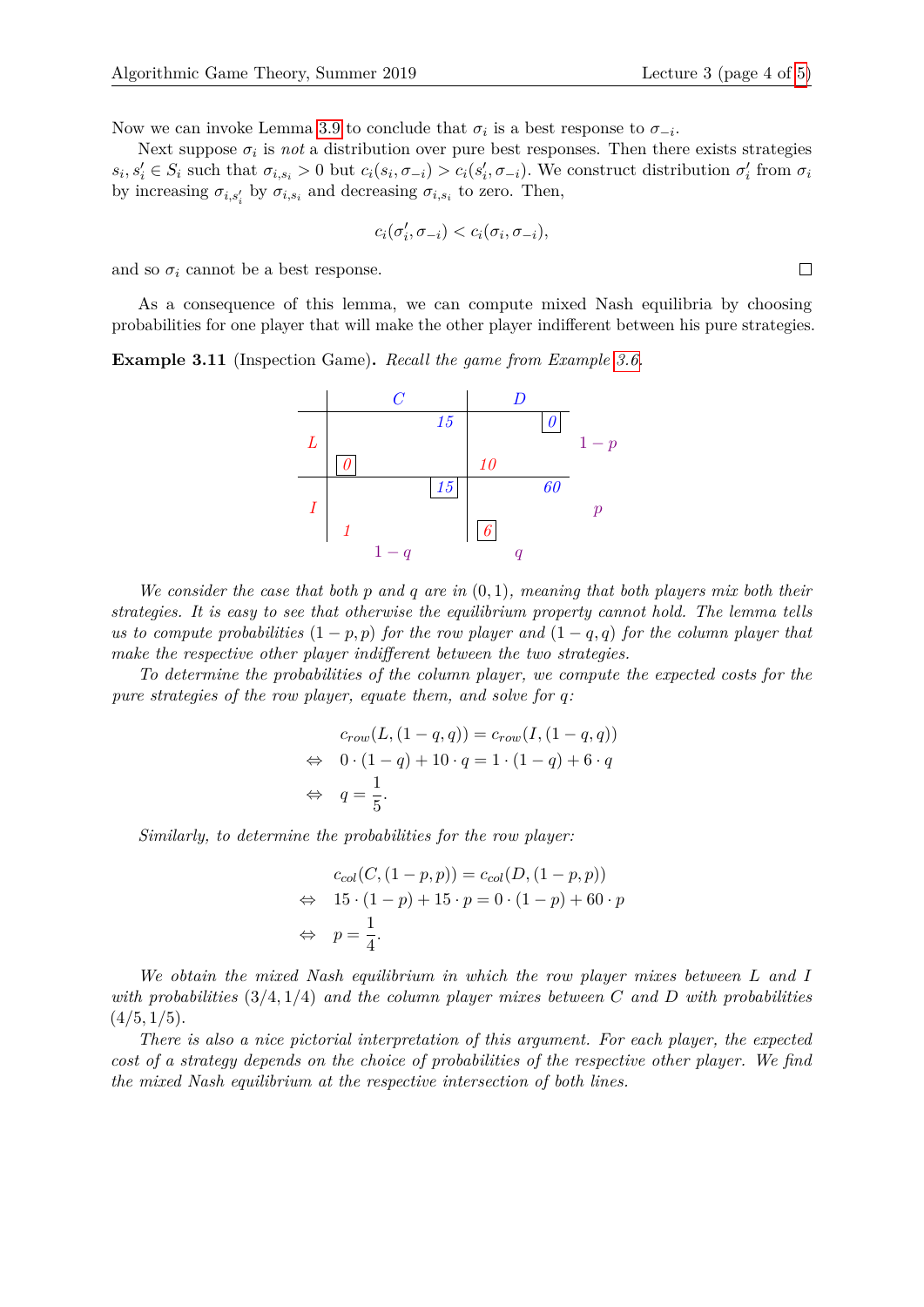Now we can invoke Lemma 3.9 to conclude that $\sigma_i$ is a best response to $\sigma_{-i}$.

Next suppose $\sigma_i$ is *not* a distribution over pure best responses. Then there exists strategies $s_i, s_i' \in S_i$ such that $\sigma_{i,s_i} > 0$ but $c_i(s_i, \sigma_{-i}) > c_i(s_i', \sigma_{-i})$. We construct distribution $\sigma_i'$ from $\sigma_i$ by increasing $\sigma_{i,s_i'}$ by $\sigma_{i,s_i}$ and decreasing $\sigma_{i,s_i}$ to zero. Then,

$$c_i(\sigma_i', \sigma_{-i}) < c_i(\sigma_i, \sigma_{-i}),$$

and so $\sigma_i$ cannot be a best response. □

As a consequence of this lemma, we can compute mixed Nash equilibria by choosing probabilities for one player that will make the other player indifferent between his pure strategies.

**Example 3.11** (Inspection Game)**.** *Recall the game from Example 3.6.*

| | $C$ | $D$ | |
|---|---|---|---|
| $L$ | row: [0], col: 15 | row: 10, col: [0] | $1-p$ |
| $I$ | row: 1, col: [15] | row: [6], col: 60 | $p$ |
| | $1-q$ | $q$ | |

*We consider the case that both $p$ and $q$ are in $(0,1)$, meaning that both players mix both their strategies. It is easy to see that otherwise the equilibrium property cannot hold. The lemma tells us to compute probabilities $(1-p,p)$ for the row player and $(1-q,q)$ for the column player that make the respective other player indifferent between the two strategies.*

*To determine the probabilities of the column player, we compute the expected costs for the pure strategies of the row player, equate them, and solve for $q$:*

$$\begin{aligned}
& c_{row}(L,(1-q,q)) = c_{row}(I,(1-q,q)) \\
\Leftrightarrow\quad & 0 \cdot (1-q) + 10 \cdot q = 1 \cdot (1-q) + 6 \cdot q \\
\Leftrightarrow\quad & q = \frac{1}{5}.
\end{aligned}$$

*Similarly, to determine the probabilities for the row player:*

$$\begin{aligned}
& c_{col}(C,(1-p,p)) = c_{col}(D,(1-p,p)) \\
\Leftrightarrow\quad & 15 \cdot (1-p) + 15 \cdot p = 0 \cdot (1-p) + 60 \cdot p \\
\Leftrightarrow\quad & p = \frac{1}{4}.
\end{aligned}$$

*We obtain the mixed Nash equilibrium in which the row player mixes between $L$ and $I$ with probabilities $(3/4, 1/4)$ and the column player mixes between $C$ and $D$ with probabilities $(4/5, 1/5)$.*

*There is also a nice pictorial interpretation of this argument. For each player, the expected cost of a strategy depends on the choice of probabilities of the respective other player. We find the mixed Nash equilibrium at the respective intersection of both lines.*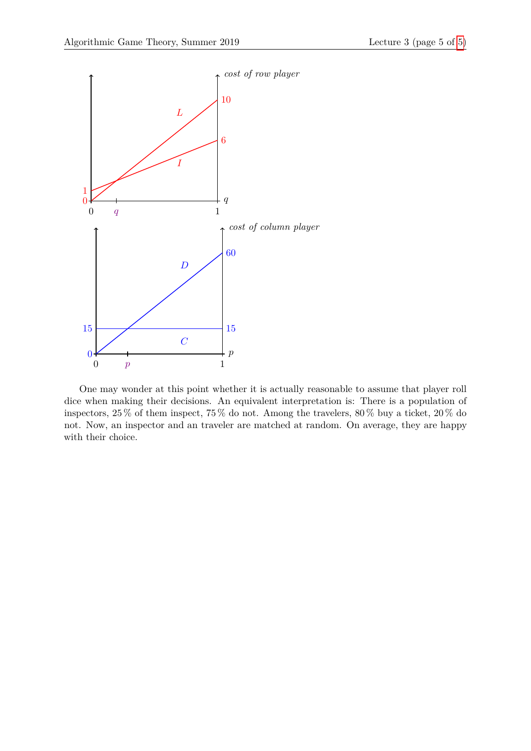cost of row player

10

$L$

6

$I$

1

0

0 $q$ 1 $q$

cost of column player

60

$D$

15 15

$C$

0

0 $p$ 1 $p$

One may wonder at this point whether it is actually reasonable to assume that player roll dice when making their decisions. An equivalent interpretation is: There is a population of inspectors, 25 % of them inspect, 75 % do not. Among the travelers, 80 % buy a ticket, 20 % do not. Now, an inspector and an traveler are matched at random. On average, they are happy with their choice.